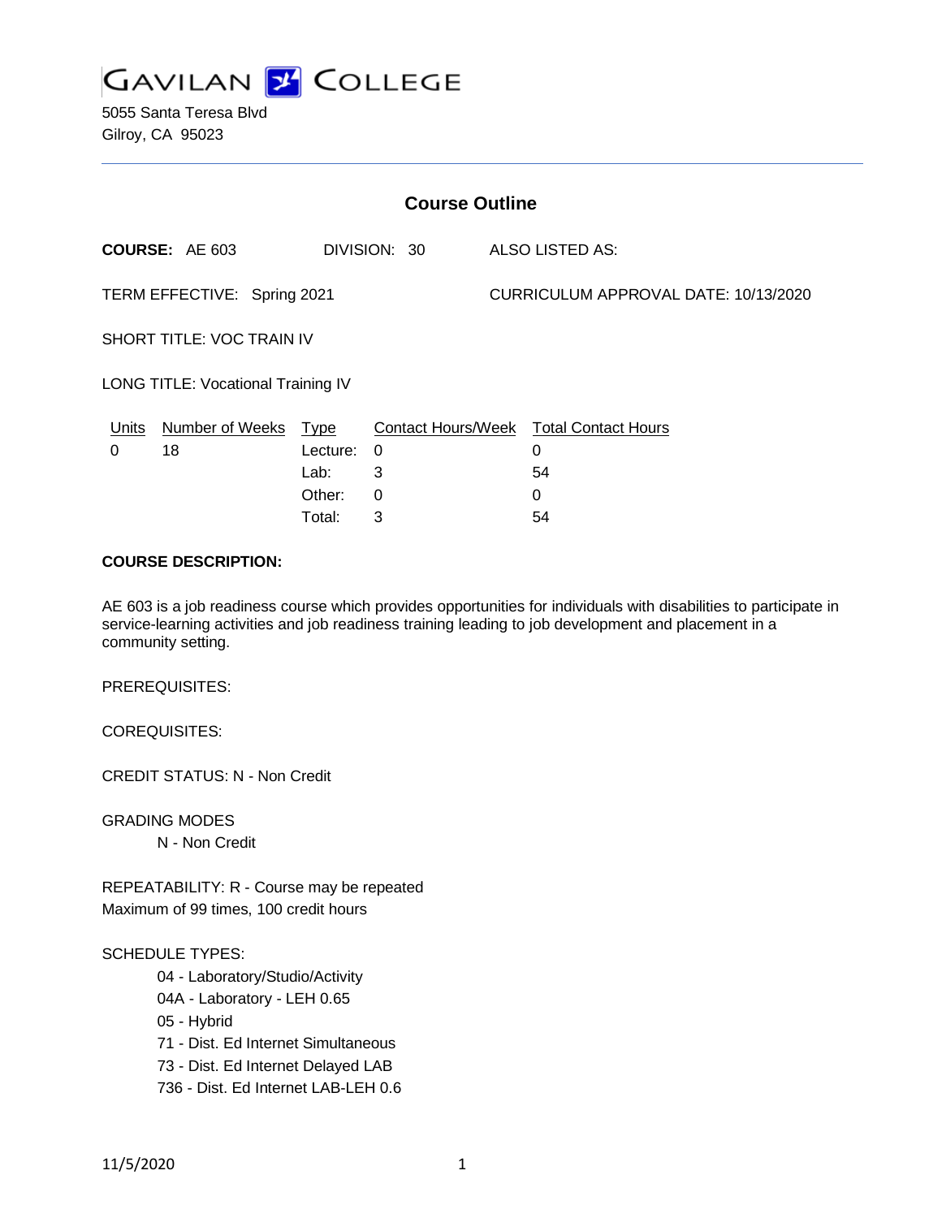# GAVILAN COLLEGE

5055 Santa Teresa Blvd
Gilroy, CA 95023

## Course Outline

**COURSE:** AE 603 DIVISION: 30 ALSO LISTED AS:

TERM EFFECTIVE: Spring 2021 CURRICULUM APPROVAL DATE: 10/13/2020

SHORT TITLE: VOC TRAIN IV

LONG TITLE: Vocational Training IV

| Units | Number of Weeks | Type | Contact Hours/Week | Total Contact Hours |
|---|---|---|---|---|
| 0 | 18 | Lecture: | 0 | 0 |
| | | Lab: | 3 | 54 |
| | | Other: | 0 | 0 |
| | | Total: | 3 | 54 |

**COURSE DESCRIPTION:**

AE 603 is a job readiness course which provides opportunities for individuals with disabilities to participate in service-learning activities and job readiness training leading to job development and placement in a community setting.

PREREQUISITES:

COREQUISITES:

CREDIT STATUS: N - Non Credit

GRADING MODES

N - Non Credit

REPEATABILITY: R - Course may be repeated
Maximum of 99 times, 100 credit hours

SCHEDULE TYPES:

04 - Laboratory/Studio/Activity
04A - Laboratory - LEH 0.65
05 - Hybrid
71 - Dist. Ed Internet Simultaneous
73 - Dist. Ed Internet Delayed LAB
736 - Dist. Ed Internet LAB-LEH 0.6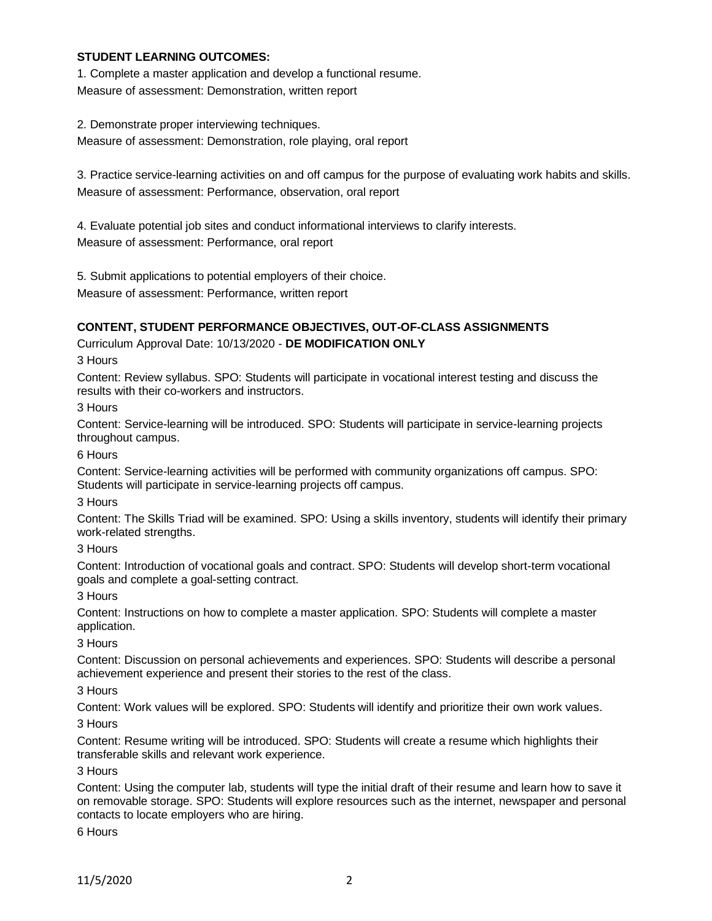**STUDENT LEARNING OUTCOMES:**

1. Complete a master application and develop a functional resume.
Measure of assessment: Demonstration, written report

2. Demonstrate proper interviewing techniques.
Measure of assessment: Demonstration, role playing, oral report

3. Practice service-learning activities on and off campus for the purpose of evaluating work habits and skills.
Measure of assessment: Performance, observation, oral report

4. Evaluate potential job sites and conduct informational interviews to clarify interests.
Measure of assessment: Performance, oral report

5. Submit applications to potential employers of their choice.
Measure of assessment: Performance, written report

**CONTENT, STUDENT PERFORMANCE OBJECTIVES, OUT-OF-CLASS ASSIGNMENTS**

Curriculum Approval Date: 10/13/2020 - **DE MODIFICATION ONLY**

3 Hours

Content: Review syllabus. SPO: Students will participate in vocational interest testing and discuss the results with their co-workers and instructors.

3 Hours

Content: Service-learning will be introduced. SPO: Students will participate in service-learning projects throughout campus.

6 Hours

Content: Service-learning activities will be performed with community organizations off campus. SPO: Students will participate in service-learning projects off campus.

3 Hours

Content: The Skills Triad will be examined. SPO: Using a skills inventory, students will identify their primary work-related strengths.

3 Hours

Content: Introduction of vocational goals and contract. SPO: Students will develop short-term vocational goals and complete a goal-setting contract.

3 Hours

Content: Instructions on how to complete a master application. SPO: Students will complete a master application.

3 Hours

Content: Discussion on personal achievements and experiences. SPO: Students will describe a personal achievement experience and present their stories to the rest of the class.

3 Hours

Content: Work values will be explored. SPO: Students will identify and prioritize their own work values.

3 Hours

Content: Resume writing will be introduced. SPO: Students will create a resume which highlights their transferable skills and relevant work experience.

3 Hours

Content: Using the computer lab, students will type the initial draft of their resume and learn how to save it on removable storage. SPO: Students will explore resources such as the internet, newspaper and personal contacts to locate employers who are hiring.

6 Hours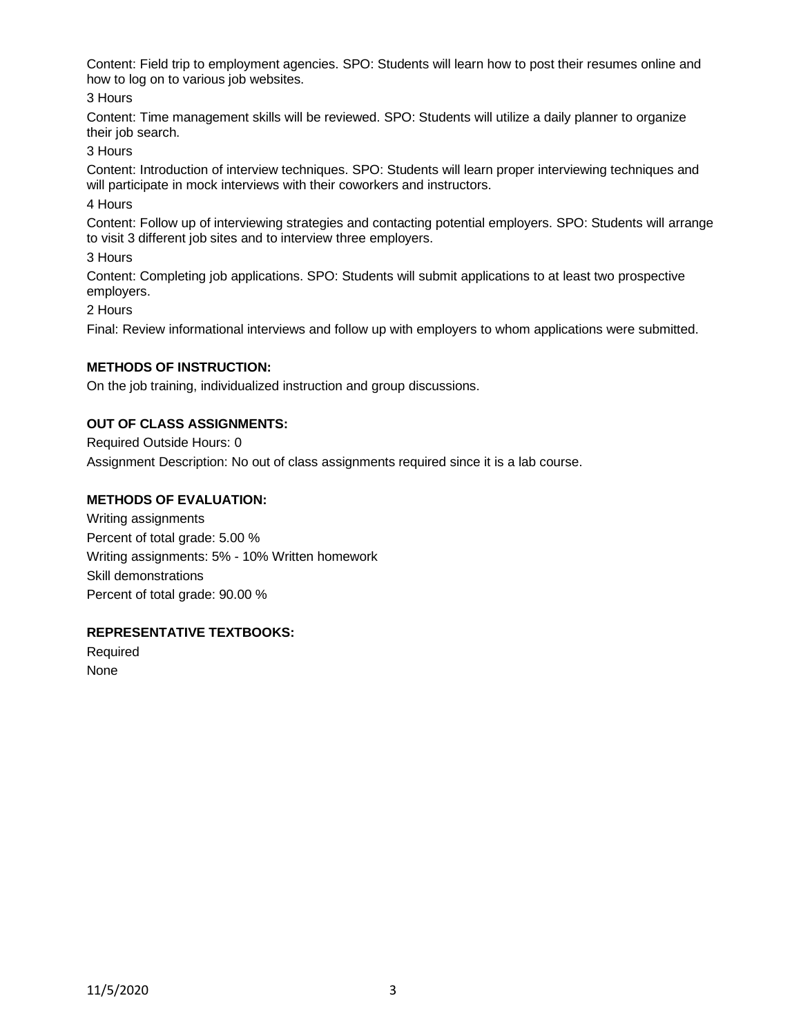Content: Field trip to employment agencies. SPO: Students will learn how to post their resumes online and how to log on to various job websites.

3 Hours

Content: Time management skills will be reviewed. SPO: Students will utilize a daily planner to organize their job search.

3 Hours

Content: Introduction of interview techniques. SPO: Students will learn proper interviewing techniques and will participate in mock interviews with their coworkers and instructors.

4 Hours

Content: Follow up of interviewing strategies and contacting potential employers. SPO: Students will arrange to visit 3 different job sites and to interview three employers.

3 Hours

Content: Completing job applications. SPO: Students will submit applications to at least two prospective employers.

2 Hours

Final: Review informational interviews and follow up with employers to whom applications were submitted.

**METHODS OF INSTRUCTION:**

On the job training, individualized instruction and group discussions.

**OUT OF CLASS ASSIGNMENTS:**

Required Outside Hours: 0

Assignment Description: No out of class assignments required since it is a lab course.

**METHODS OF EVALUATION:**

Writing assignments

Percent of total grade: 5.00 %

Writing assignments: 5% - 10% Written homework

Skill demonstrations

Percent of total grade: 90.00 %

**REPRESENTATIVE TEXTBOOKS:**

Required

None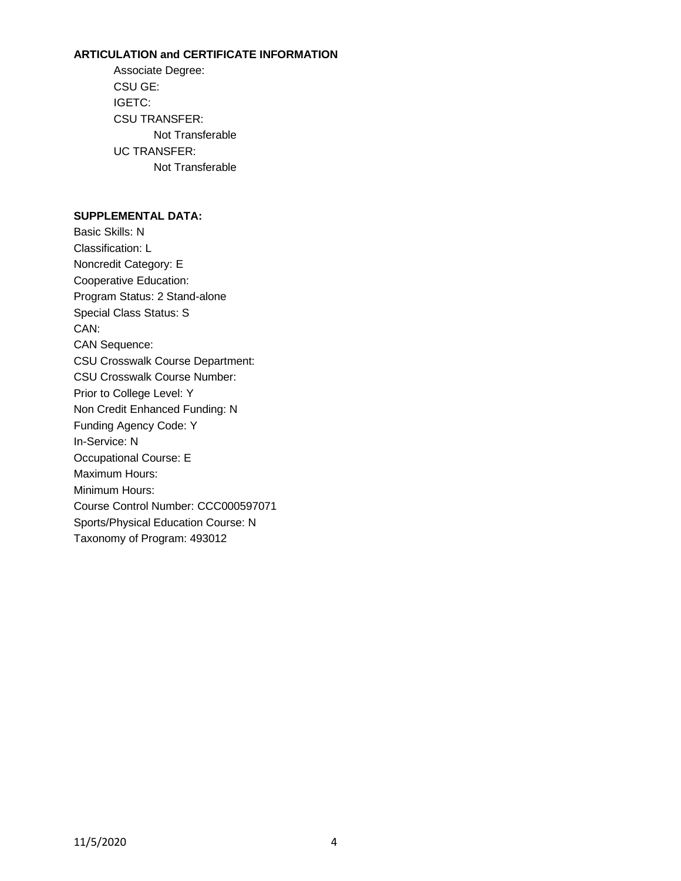**ARTICULATION and CERTIFICATE INFORMATION**

Associate Degree:
CSU GE:
IGETC:
CSU TRANSFER:
Not Transferable
UC TRANSFER:
Not Transferable

**SUPPLEMENTAL DATA:**

Basic Skills: N
Classification: L
Noncredit Category: E
Cooperative Education:
Program Status: 2 Stand-alone
Special Class Status: S
CAN:
CAN Sequence:
CSU Crosswalk Course Department:
CSU Crosswalk Course Number:
Prior to College Level: Y
Non Credit Enhanced Funding: N
Funding Agency Code: Y
In-Service: N
Occupational Course: E
Maximum Hours:
Minimum Hours:
Course Control Number: CCC000597071
Sports/Physical Education Course: N
Taxonomy of Program: 493012